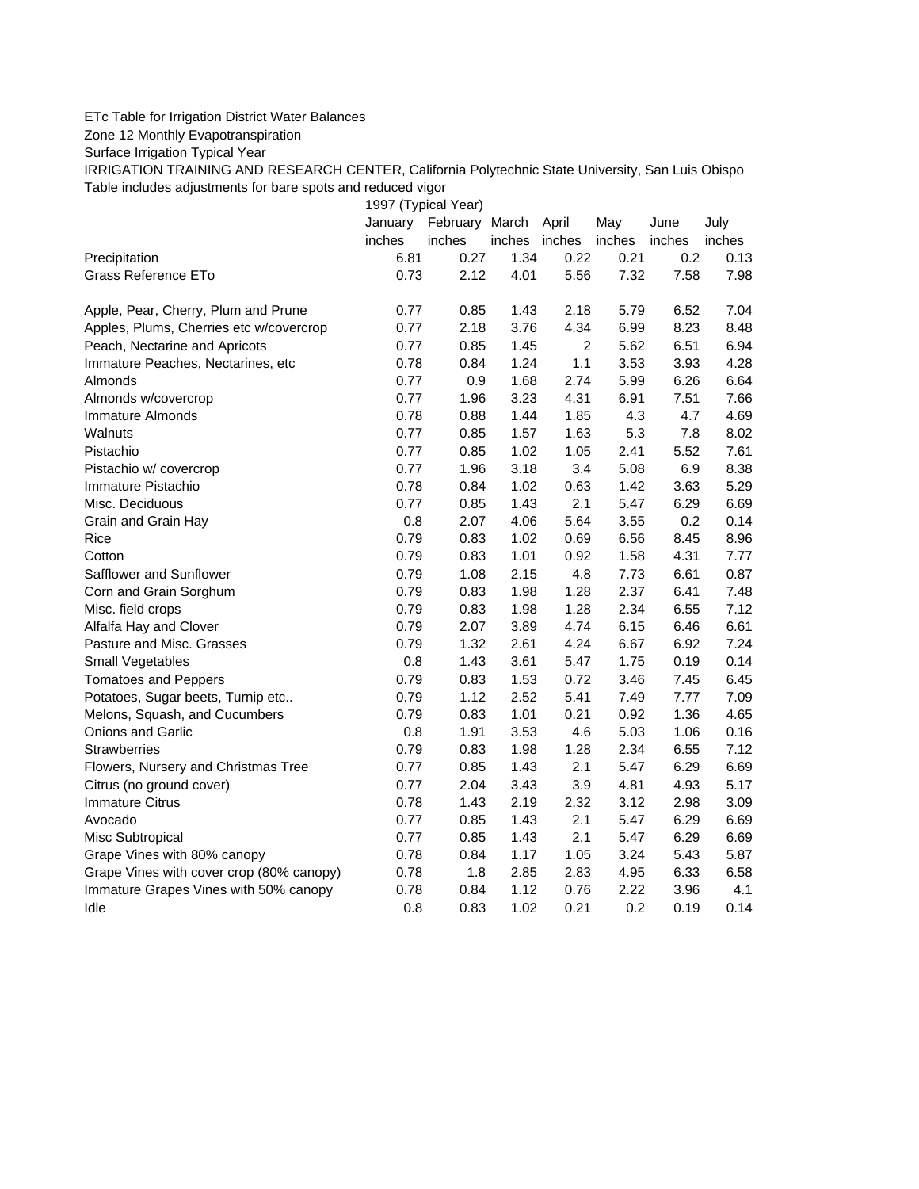ETc Table for Irrigation District Water Balances

Zone 12 Monthly Evapotranspiration

Surface Irrigation Typical Year

IRRIGATION TRAINING AND RESEARCH CENTER, California Polytechnic State University, San Luis Obispo

Table includes adjustments for bare spots and reduced vigor

| | 1997 (Typical Year) | | | | | | |
|---|---|---|---|---|---|---|---|
| | January | February | March | April | May | June | July |
| | inches | inches | inches | inches | inches | inches | inches |
| Precipitation | 6.81 | 0.27 | 1.34 | 0.22 | 0.21 | 0.2 | 0.13 |
| Grass Reference ETo | 0.73 | 2.12 | 4.01 | 5.56 | 7.32 | 7.58 | 7.98 |
| | | | | | | | |
| Apple, Pear, Cherry, Plum and Prune | 0.77 | 0.85 | 1.43 | 2.18 | 5.79 | 6.52 | 7.04 |
| Apples, Plums, Cherries etc w/covercrop | 0.77 | 2.18 | 3.76 | 4.34 | 6.99 | 8.23 | 8.48 |
| Peach, Nectarine and Apricots | 0.77 | 0.85 | 1.45 | 2 | 5.62 | 6.51 | 6.94 |
| Immature Peaches, Nectarines, etc | 0.78 | 0.84 | 1.24 | 1.1 | 3.53 | 3.93 | 4.28 |
| Almonds | 0.77 | 0.9 | 1.68 | 2.74 | 5.99 | 6.26 | 6.64 |
| Almonds w/covercrop | 0.77 | 1.96 | 3.23 | 4.31 | 6.91 | 7.51 | 7.66 |
| Immature Almonds | 0.78 | 0.88 | 1.44 | 1.85 | 4.3 | 4.7 | 4.69 |
| Walnuts | 0.77 | 0.85 | 1.57 | 1.63 | 5.3 | 7.8 | 8.02 |
| Pistachio | 0.77 | 0.85 | 1.02 | 1.05 | 2.41 | 5.52 | 7.61 |
| Pistachio w/ covercrop | 0.77 | 1.96 | 3.18 | 3.4 | 5.08 | 6.9 | 8.38 |
| Immature Pistachio | 0.78 | 0.84 | 1.02 | 0.63 | 1.42 | 3.63 | 5.29 |
| Misc. Deciduous | 0.77 | 0.85 | 1.43 | 2.1 | 5.47 | 6.29 | 6.69 |
| Grain and Grain Hay | 0.8 | 2.07 | 4.06 | 5.64 | 3.55 | 0.2 | 0.14 |
| Rice | 0.79 | 0.83 | 1.02 | 0.69 | 6.56 | 8.45 | 8.96 |
| Cotton | 0.79 | 0.83 | 1.01 | 0.92 | 1.58 | 4.31 | 7.77 |
| Safflower and Sunflower | 0.79 | 1.08 | 2.15 | 4.8 | 7.73 | 6.61 | 0.87 |
| Corn and Grain Sorghum | 0.79 | 0.83 | 1.98 | 1.28 | 2.37 | 6.41 | 7.48 |
| Misc. field crops | 0.79 | 0.83 | 1.98 | 1.28 | 2.34 | 6.55 | 7.12 |
| Alfalfa Hay and Clover | 0.79 | 2.07 | 3.89 | 4.74 | 6.15 | 6.46 | 6.61 |
| Pasture and Misc. Grasses | 0.79 | 1.32 | 2.61 | 4.24 | 6.67 | 6.92 | 7.24 |
| Small Vegetables | 0.8 | 1.43 | 3.61 | 5.47 | 1.75 | 0.19 | 0.14 |
| Tomatoes and Peppers | 0.79 | 0.83 | 1.53 | 0.72 | 3.46 | 7.45 | 6.45 |
| Potatoes, Sugar beets, Turnip etc.. | 0.79 | 1.12 | 2.52 | 5.41 | 7.49 | 7.77 | 7.09 |
| Melons, Squash, and Cucumbers | 0.79 | 0.83 | 1.01 | 0.21 | 0.92 | 1.36 | 4.65 |
| Onions and Garlic | 0.8 | 1.91 | 3.53 | 4.6 | 5.03 | 1.06 | 0.16 |
| Strawberries | 0.79 | 0.83 | 1.98 | 1.28 | 2.34 | 6.55 | 7.12 |
| Flowers, Nursery and Christmas Tree | 0.77 | 0.85 | 1.43 | 2.1 | 5.47 | 6.29 | 6.69 |
| Citrus (no ground cover) | 0.77 | 2.04 | 3.43 | 3.9 | 4.81 | 4.93 | 5.17 |
| Immature Citrus | 0.78 | 1.43 | 2.19 | 2.32 | 3.12 | 2.98 | 3.09 |
| Avocado | 0.77 | 0.85 | 1.43 | 2.1 | 5.47 | 6.29 | 6.69 |
| Misc Subtropical | 0.77 | 0.85 | 1.43 | 2.1 | 5.47 | 6.29 | 6.69 |
| Grape Vines with 80% canopy | 0.78 | 0.84 | 1.17 | 1.05 | 3.24 | 5.43 | 5.87 |
| Grape Vines with cover crop (80% canopy) | 0.78 | 1.8 | 2.85 | 2.83 | 4.95 | 6.33 | 6.58 |
| Immature Grapes Vines with 50% canopy | 0.78 | 0.84 | 1.12 | 0.76 | 2.22 | 3.96 | 4.1 |
| Idle | 0.8 | 0.83 | 1.02 | 0.21 | 0.2 | 0.19 | 0.14 |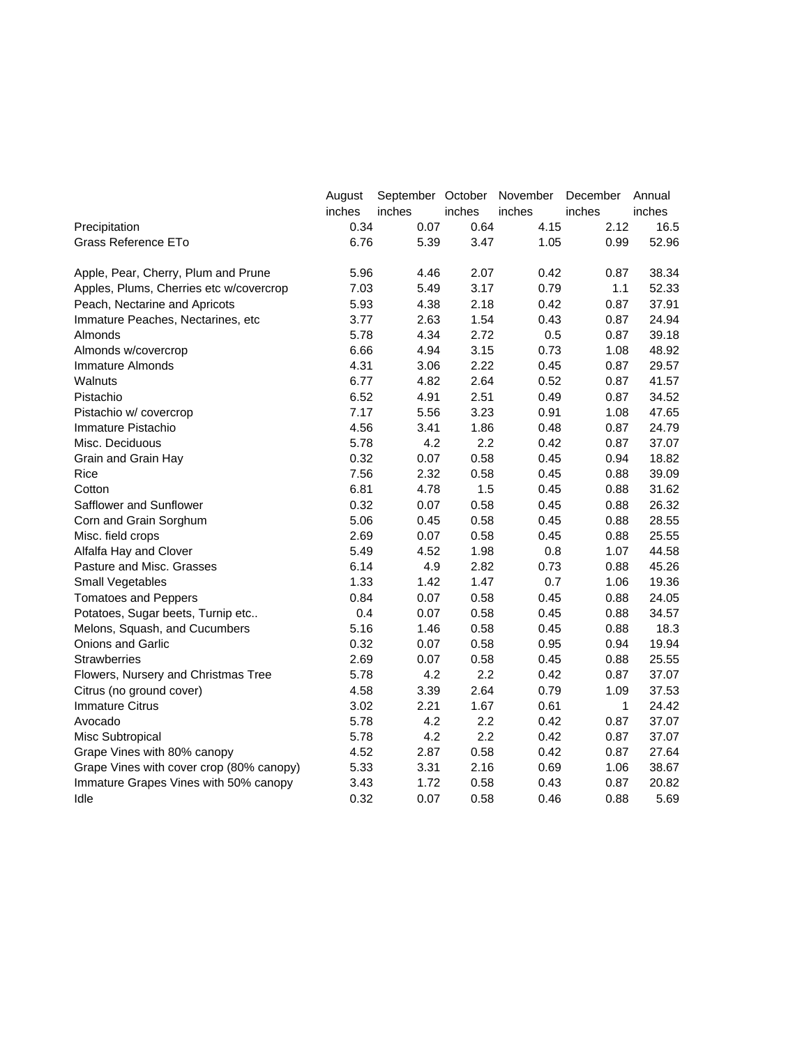| | August inches | September inches | October inches | November inches | December inches | Annual inches |
|---|---|---|---|---|---|---|
| Precipitation | 0.34 | 0.07 | 0.64 | 4.15 | 2.12 | 16.5 |
| Grass Reference ETo | 6.76 | 5.39 | 3.47 | 1.05 | 0.99 | 52.96 |
| | | | | | | |
| Apple, Pear, Cherry, Plum and Prune | 5.96 | 4.46 | 2.07 | 0.42 | 0.87 | 38.34 |
| Apples, Plums, Cherries etc w/covercrop | 7.03 | 5.49 | 3.17 | 0.79 | 1.1 | 52.33 |
| Peach, Nectarine and Apricots | 5.93 | 4.38 | 2.18 | 0.42 | 0.87 | 37.91 |
| Immature Peaches, Nectarines, etc | 3.77 | 2.63 | 1.54 | 0.43 | 0.87 | 24.94 |
| Almonds | 5.78 | 4.34 | 2.72 | 0.5 | 0.87 | 39.18 |
| Almonds w/covercrop | 6.66 | 4.94 | 3.15 | 0.73 | 1.08 | 48.92 |
| Immature Almonds | 4.31 | 3.06 | 2.22 | 0.45 | 0.87 | 29.57 |
| Walnuts | 6.77 | 4.82 | 2.64 | 0.52 | 0.87 | 41.57 |
| Pistachio | 6.52 | 4.91 | 2.51 | 0.49 | 0.87 | 34.52 |
| Pistachio w/ covercrop | 7.17 | 5.56 | 3.23 | 0.91 | 1.08 | 47.65 |
| Immature Pistachio | 4.56 | 3.41 | 1.86 | 0.48 | 0.87 | 24.79 |
| Misc. Deciduous | 5.78 | 4.2 | 2.2 | 0.42 | 0.87 | 37.07 |
| Grain and Grain Hay | 0.32 | 0.07 | 0.58 | 0.45 | 0.94 | 18.82 |
| Rice | 7.56 | 2.32 | 0.58 | 0.45 | 0.88 | 39.09 |
| Cotton | 6.81 | 4.78 | 1.5 | 0.45 | 0.88 | 31.62 |
| Safflower and Sunflower | 0.32 | 0.07 | 0.58 | 0.45 | 0.88 | 26.32 |
| Corn and Grain Sorghum | 5.06 | 0.45 | 0.58 | 0.45 | 0.88 | 28.55 |
| Misc. field crops | 2.69 | 0.07 | 0.58 | 0.45 | 0.88 | 25.55 |
| Alfalfa Hay and Clover | 5.49 | 4.52 | 1.98 | 0.8 | 1.07 | 44.58 |
| Pasture and Misc. Grasses | 6.14 | 4.9 | 2.82 | 0.73 | 0.88 | 45.26 |
| Small Vegetables | 1.33 | 1.42 | 1.47 | 0.7 | 1.06 | 19.36 |
| Tomatoes and Peppers | 0.84 | 0.07 | 0.58 | 0.45 | 0.88 | 24.05 |
| Potatoes, Sugar beets, Turnip etc.. | 0.4 | 0.07 | 0.58 | 0.45 | 0.88 | 34.57 |
| Melons, Squash, and Cucumbers | 5.16 | 1.46 | 0.58 | 0.45 | 0.88 | 18.3 |
| Onions and Garlic | 0.32 | 0.07 | 0.58 | 0.95 | 0.94 | 19.94 |
| Strawberries | 2.69 | 0.07 | 0.58 | 0.45 | 0.88 | 25.55 |
| Flowers, Nursery and Christmas Tree | 5.78 | 4.2 | 2.2 | 0.42 | 0.87 | 37.07 |
| Citrus (no ground cover) | 4.58 | 3.39 | 2.64 | 0.79 | 1.09 | 37.53 |
| Immature Citrus | 3.02 | 2.21 | 1.67 | 0.61 | 1 | 24.42 |
| Avocado | 5.78 | 4.2 | 2.2 | 0.42 | 0.87 | 37.07 |
| Misc Subtropical | 5.78 | 4.2 | 2.2 | 0.42 | 0.87 | 37.07 |
| Grape Vines with 80% canopy | 4.52 | 2.87 | 0.58 | 0.42 | 0.87 | 27.64 |
| Grape Vines with cover crop (80% canopy) | 5.33 | 3.31 | 2.16 | 0.69 | 1.06 | 38.67 |
| Immature Grapes Vines with 50% canopy | 3.43 | 1.72 | 0.58 | 0.43 | 0.87 | 20.82 |
| Idle | 0.32 | 0.07 | 0.58 | 0.46 | 0.88 | 5.69 |